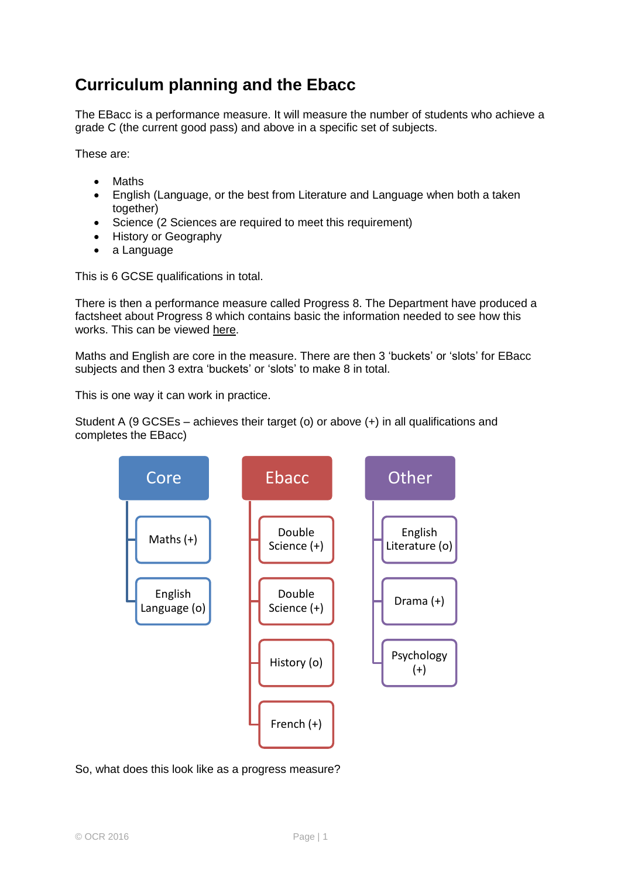# Curriculum planning and the Ebacc

The EBacc is a performance measure. It will measure the number of students who achieve a grade C (the current good pass) and above in a specific set of subjects.

These are:

- Maths
- English (Language, or the best from Literature and Language when both a taken together)
- Science (2 Sciences are required to meet this requirement)
- History or Geography
- a Language

This is 6 GCSE qualifications in total.

There is then a performance measure called Progress 8. The Department have produced a factsheet about Progress 8 which contains basic the information needed to see how this works. This can be viewed here.

Maths and English are core in the measure. There are then 3 'buckets' or 'slots' for EBacc subjects and then 3 extra 'buckets' or 'slots' to make 8 in total.

This is one way it can work in practice.

Student A (9 GCSEs – achieves their target (o) or above (+) in all qualifications and completes the EBacc)

| Core | Ebacc | Other |
|---|---|---|
| Maths (+) | Double Science (+) | English Literature (o) |
| English Language (o) | Double Science (+) | Drama (+) |
| | History (o) | Psychology (+) |
| | French (+) | |

So, what does this look like as a progress measure?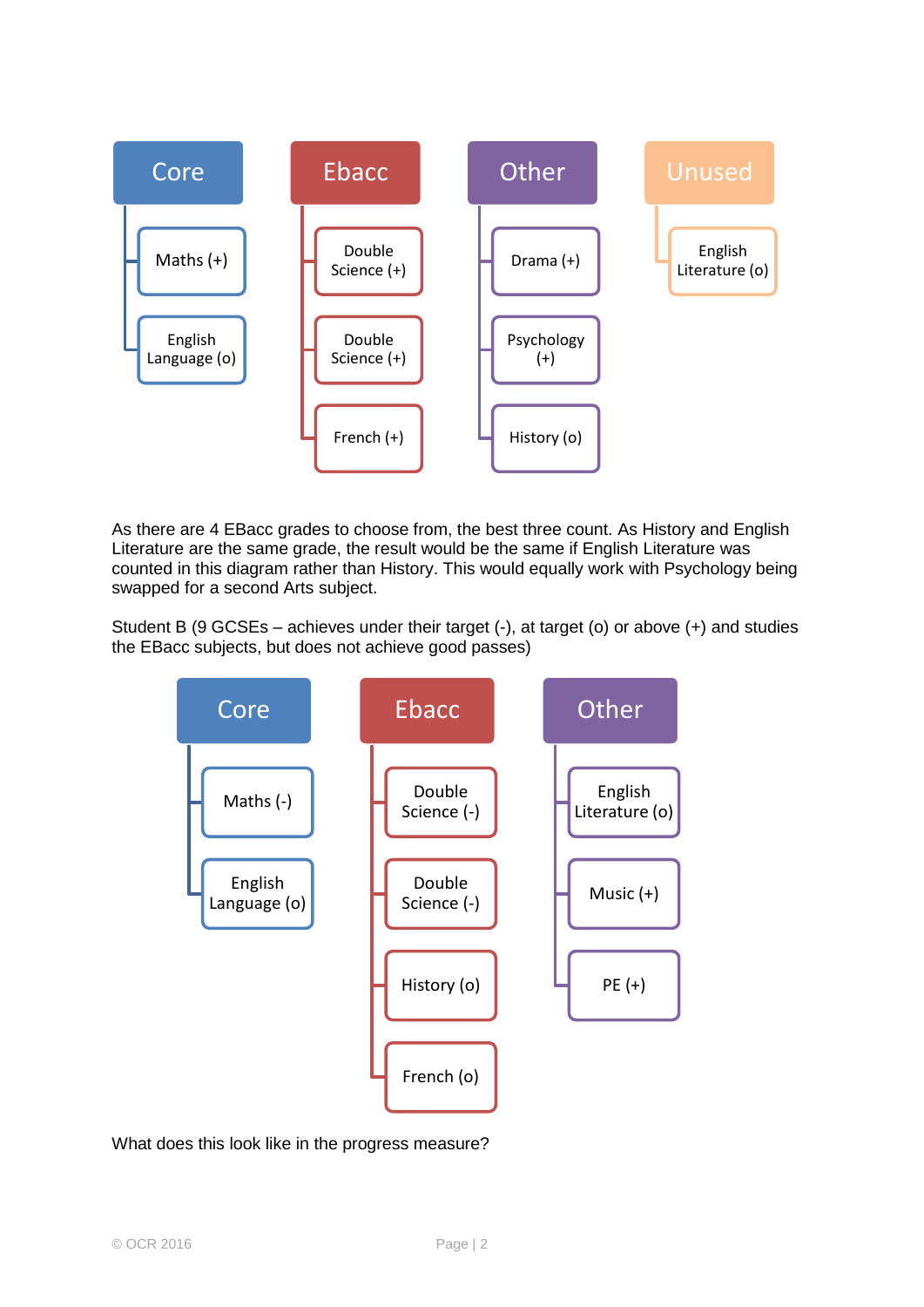| Core | Ebacc | Other | Unused |
|---|---|---|---|
| Maths (+) | Double Science (+) | Drama (+) | English Literature (o) |
| English Language (o) | Double Science (+) | Psychology (+) | |
| | French (+) | History (o) | |

As there are 4 EBacc grades to choose from, the best three count. As History and English Literature are the same grade, the result would be the same if English Literature was counted in this diagram rather than History. This would equally work with Psychology being swapped for a second Arts subject.

Student B (9 GCSEs – achieves under their target (-), at target (o) or above (+) and studies the EBacc subjects, but does not achieve good passes)

| Core | Ebacc | Other |
|---|---|---|
| Maths (-) | Double Science (-) | English Literature (o) |
| English Language (o) | Double Science (-) | Music (+) |
| | History (o) | PE (+) |
| | French (o) | |

What does this look like in the progress measure?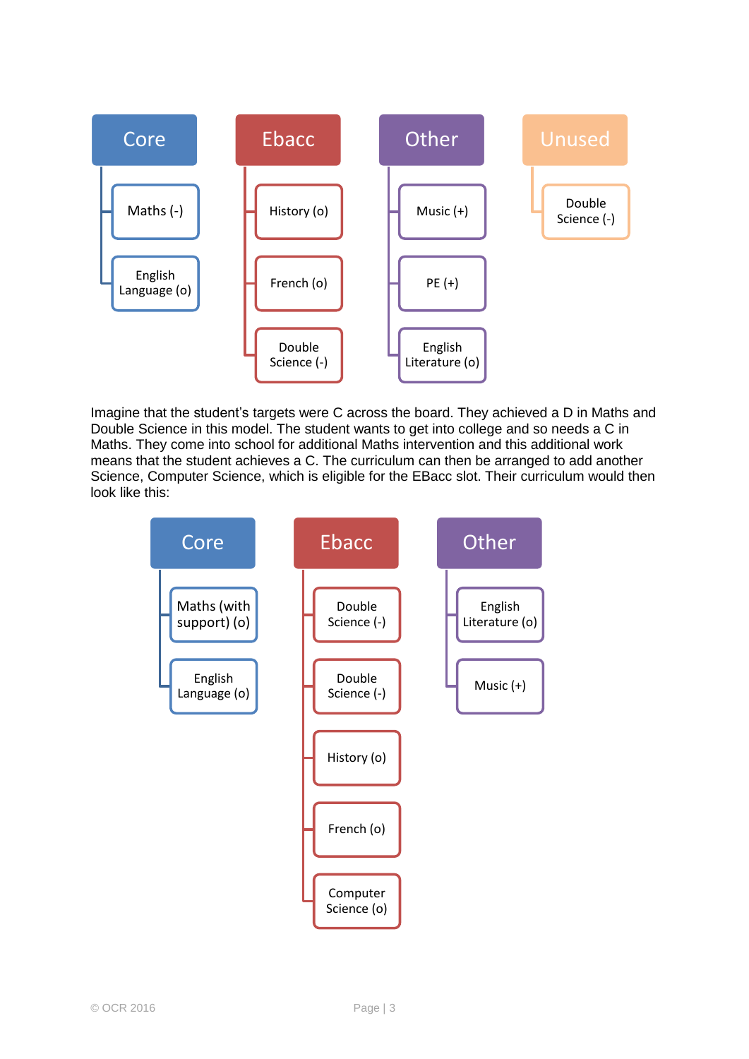| Core | Ebacc | Other | Unused |
| --- | --- | --- | --- |
| Maths (-) | History (o) | Music (+) | Double Science (-) |
| English Language (o) | French (o) | PE (+) | |
| | Double Science (-) | English Literature (o) | |

Imagine that the student's targets were C across the board. They achieved a D in Maths and Double Science in this model. The student wants to get into college and so needs a C in Maths. They come into school for additional Maths intervention and this additional work means that the student achieves a C. The curriculum can then be arranged to add another Science, Computer Science, which is eligible for the EBacc slot. Their curriculum would then look like this:

| Core | Ebacc | Other |
| --- | --- | --- |
| Maths (with support) (o) | Double Science (-) | English Literature (o) |
| English Language (o) | Double Science (-) | Music (+) |
| | History (o) | |
| | French (o) | |
| | Computer Science (o) | |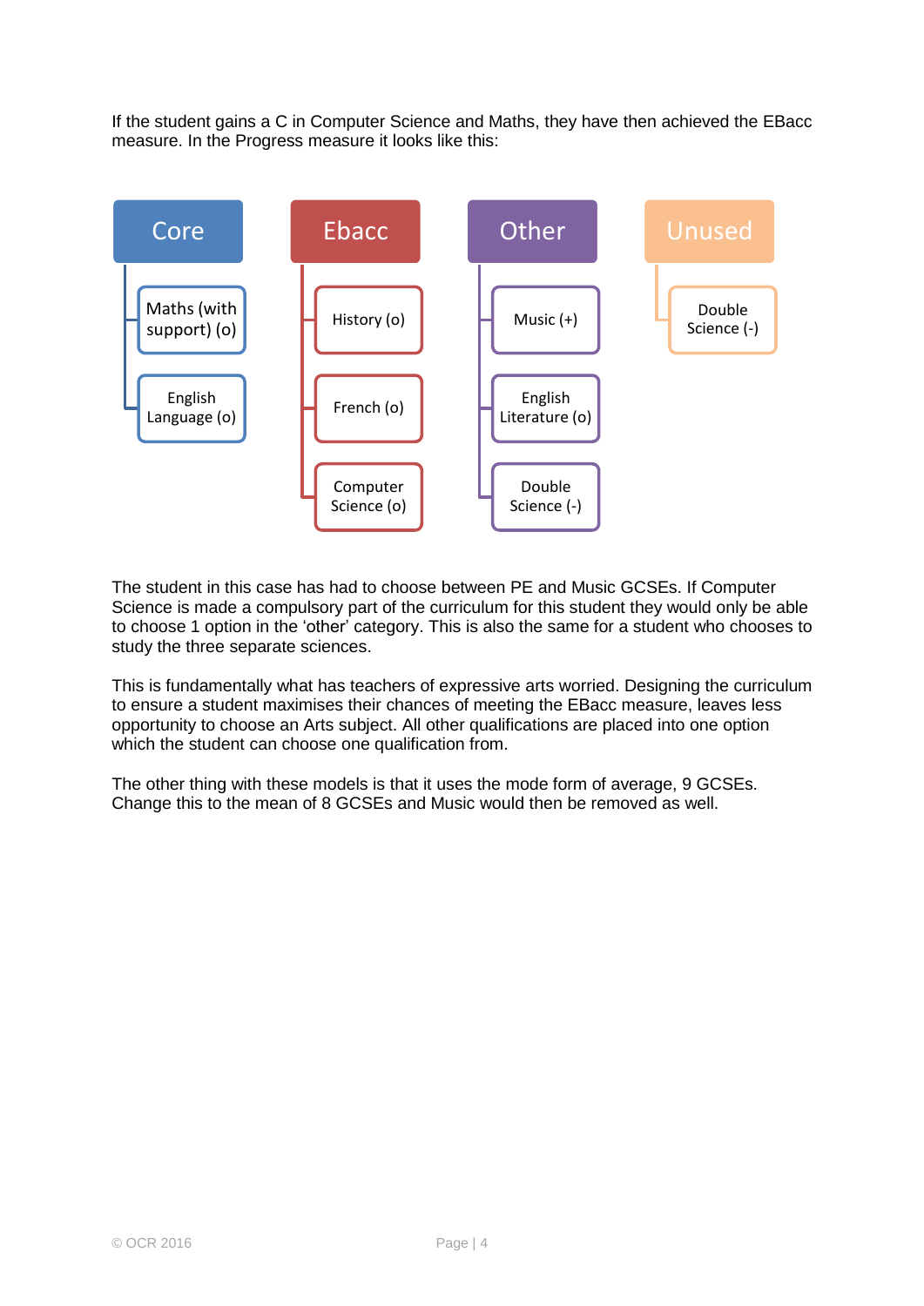If the student gains a C in Computer Science and Maths, they have then achieved the EBacc measure. In the Progress measure it looks like this:

| Core | Ebacc | Other | Unused |
| --- | --- | --- | --- |
| Maths (with support) (o) | History (o) | Music (+) | Double Science (-) |
| English Language (o) | French (o) | English Literature (o) | |
| | Computer Science (o) | Double Science (-) | |

The student in this case has had to choose between PE and Music GCSEs. If Computer Science is made a compulsory part of the curriculum for this student they would only be able to choose 1 option in the 'other' category. This is also the same for a student who chooses to study the three separate sciences.

This is fundamentally what has teachers of expressive arts worried. Designing the curriculum to ensure a student maximises their chances of meeting the EBacc measure, leaves less opportunity to choose an Arts subject. All other qualifications are placed into one option which the student can choose one qualification from.

The other thing with these models is that it uses the mode form of average, 9 GCSEs. Change this to the mean of 8 GCSEs and Music would then be removed as well.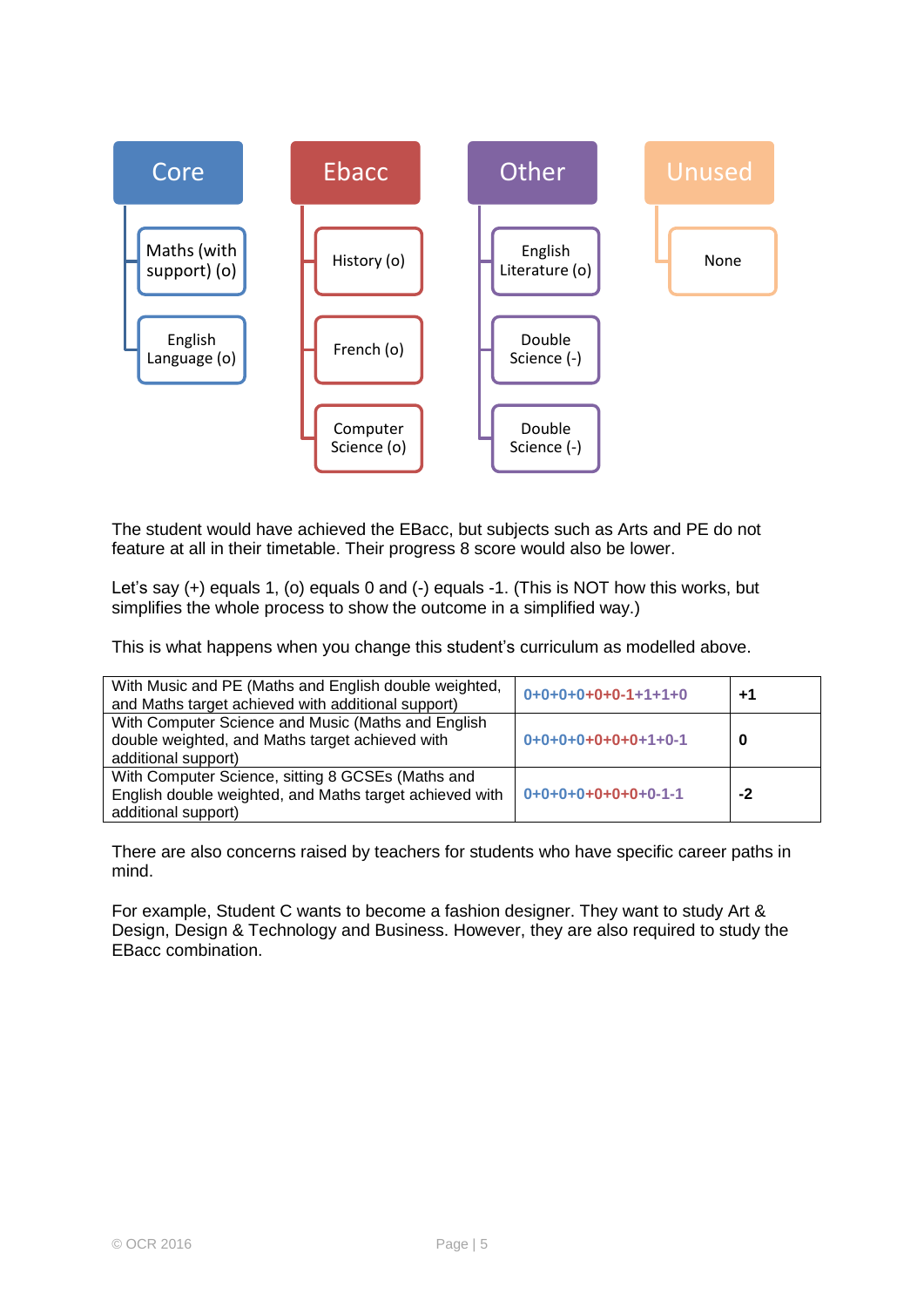| Core | Ebacc | Other | Unused |
| --- | --- | --- | --- |
| Maths (with support) (o) | History (o) | English Literature (o) | None |
| English Language (o) | French (o) | Double Science (-) | |
| | Computer Science (o) | Double Science (-) | |

The student would have achieved the EBacc, but subjects such as Arts and PE do not feature at all in their timetable. Their progress 8 score would also be lower.

Let's say (+) equals 1, (o) equals 0 and (-) equals -1. (This is NOT how this works, but simplifies the whole process to show the outcome in a simplified way.)

This is what happens when you change this student's curriculum as modelled above.

| | | |
| --- | --- | --- |
| With Music and PE (Maths and English double weighted, and Maths target achieved with additional support) | 0+0+0+0+0+0-1+1+1+0 | **+1** |
| With Computer Science and Music (Maths and English double weighted, and Maths target achieved with additional support) | 0+0+0+0+0+0+0+1+0-1 | **0** |
| With Computer Science, sitting 8 GCSEs (Maths and English double weighted, and Maths target achieved with additional support) | 0+0+0+0+0+0+0+0-1-1 | **-2** |

There are also concerns raised by teachers for students who have specific career paths in mind.

For example, Student C wants to become a fashion designer. They want to study Art & Design, Design & Technology and Business. However, they are also required to study the EBacc combination.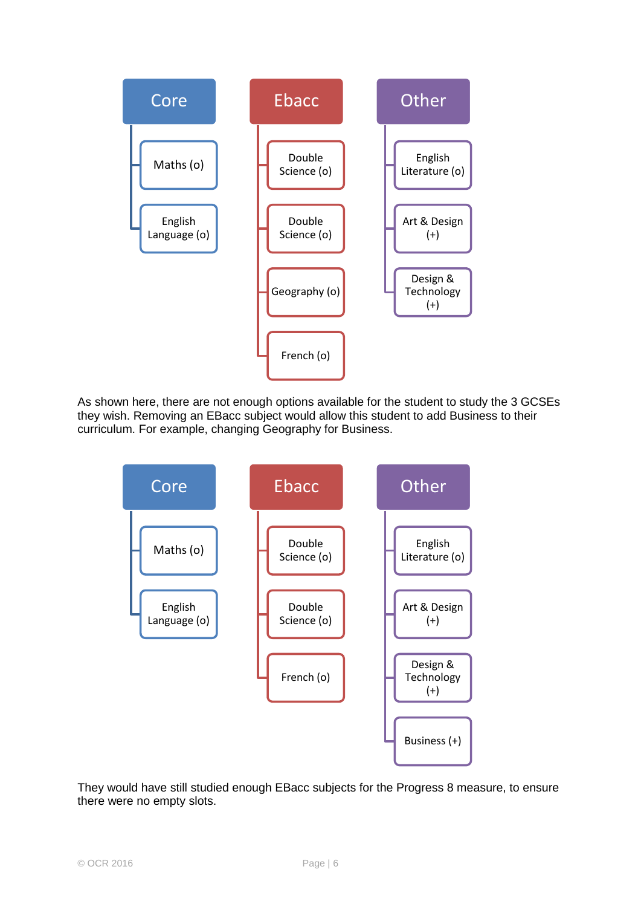| Core | Ebacc | Other |
| --- | --- | --- |
| Maths (o) | Double Science (o) | English Literature (o) |
| English Language (o) | Double Science (o) | Art & Design (+) |
| | Geography (o) | Design & Technology (+) |
| | French (o) | |

As shown here, there are not enough options available for the student to study the 3 GCSEs they wish. Removing an EBacc subject would allow this student to add Business to their curriculum. For example, changing Geography for Business.

| Core | Ebacc | Other |
| --- | --- | --- |
| Maths (o) | Double Science (o) | English Literature (o) |
| English Language (o) | Double Science (o) | Art & Design (+) |
| | French (o) | Design & Technology (+) |
| | | Business (+) |

They would have still studied enough EBacc subjects for the Progress 8 measure, to ensure there were no empty slots.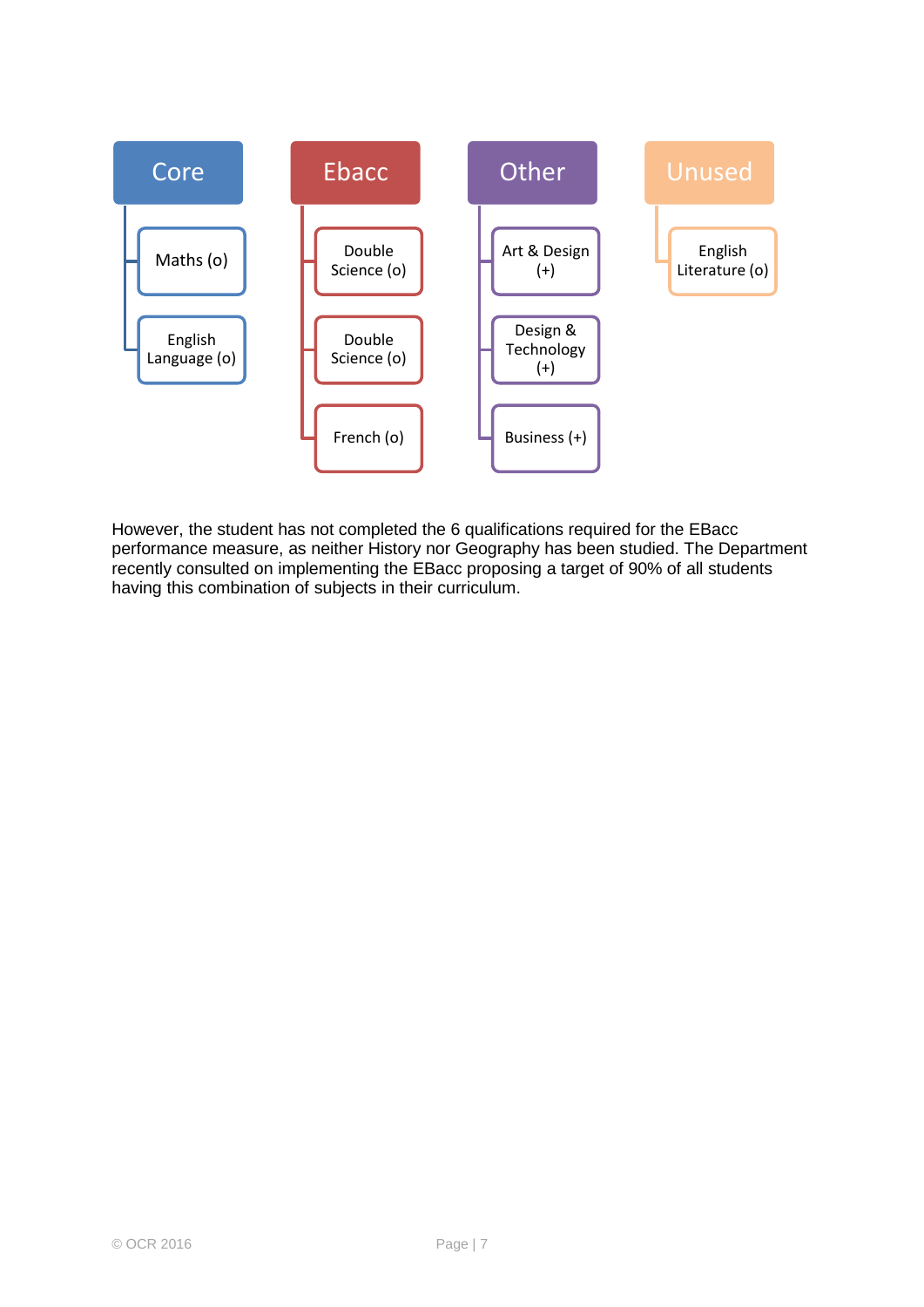Core
- Maths (o)
- English Language (o)

Ebacc
- Double Science (o)
- Double Science (o)
- French (o)

Other
- Art & Design (+)
- Design & Technology (+)
- Business (+)

Unused
- English Literature (o)

However, the student has not completed the 6 qualifications required for the EBacc performance measure, as neither History nor Geography has been studied. The Department recently consulted on implementing the EBacc proposing a target of 90% of all students having this combination of subjects in their curriculum.